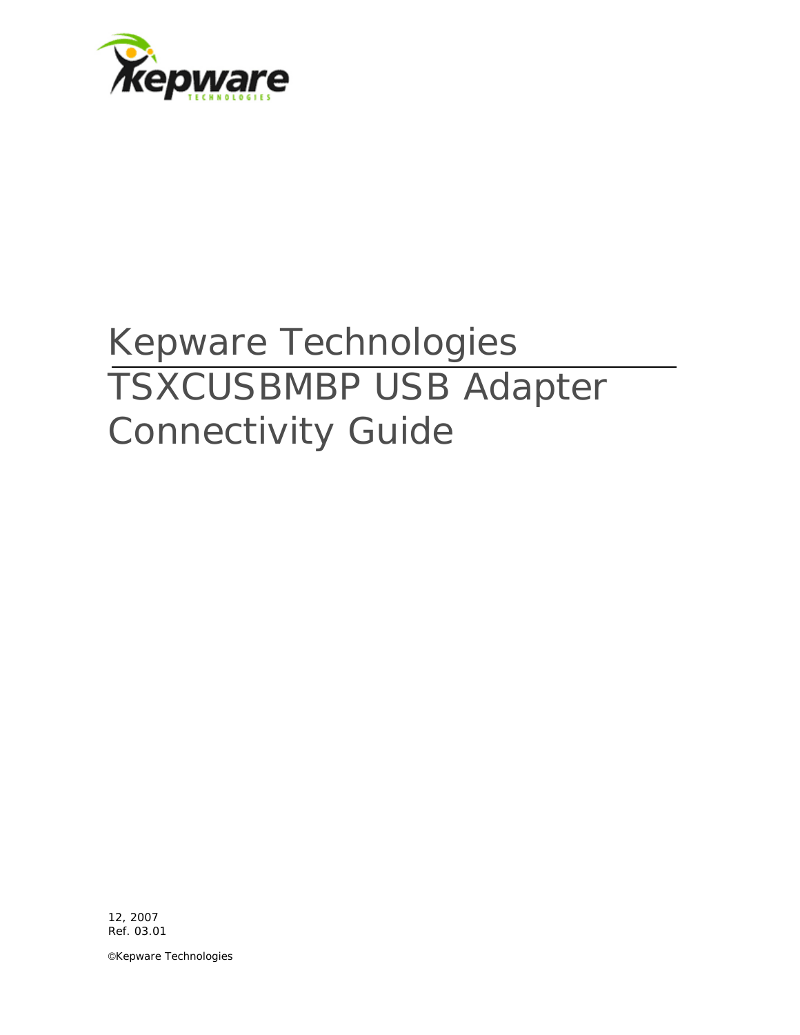# Kepware Technologies

# TSXCUSBMBP USB Adapter Connectivity Guide

12, 2007
Ref. 03.01

©Kepware Technologies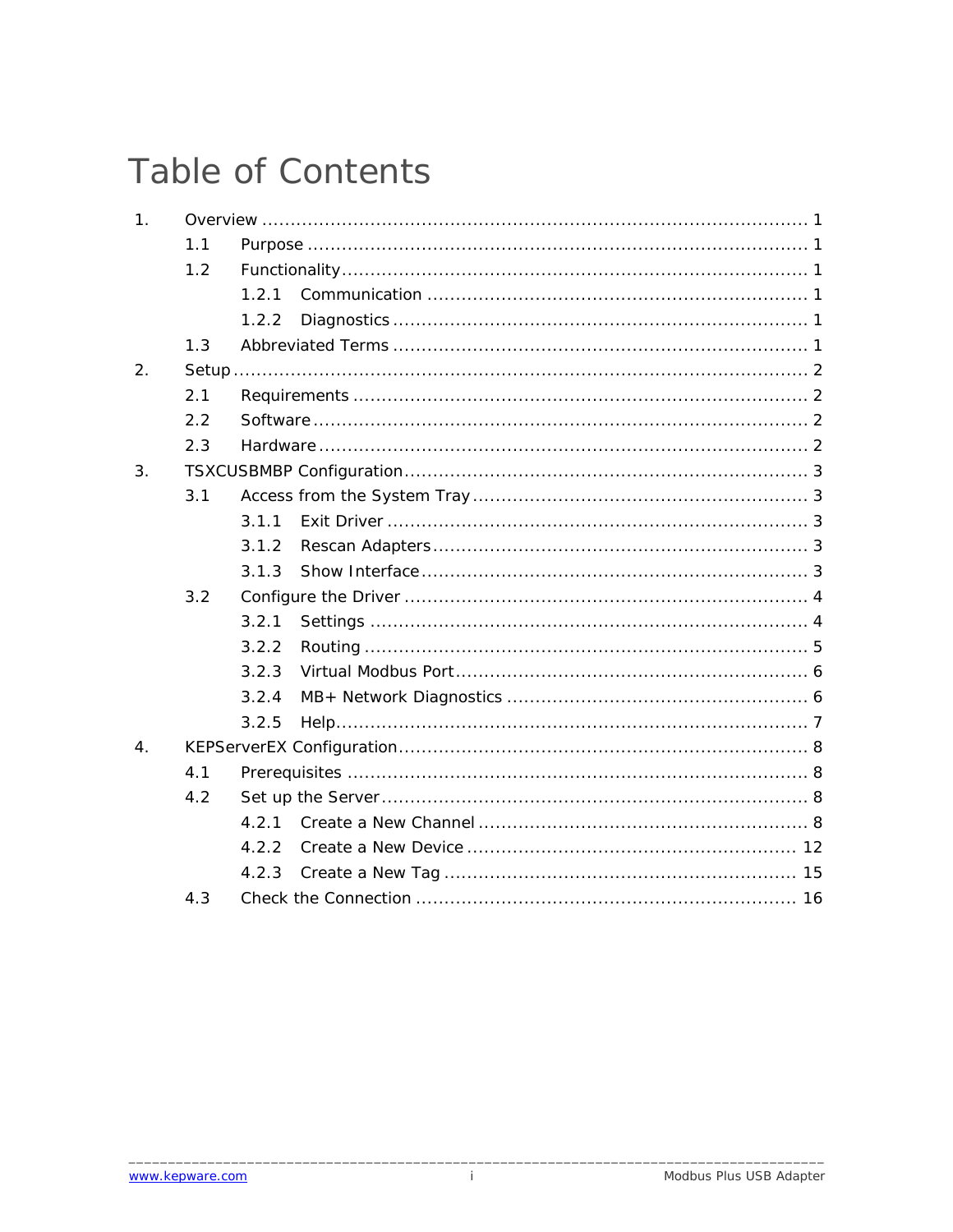# Table of Contents

1. Overview ..... 1
   - 1.1 Purpose ..... 1
   - 1.2 Functionality ..... 1
     - 1.2.1 Communication ..... 1
     - 1.2.2 Diagnostics ..... 1
   - 1.3 Abbreviated Terms ..... 1
2. Setup ..... 2
   - 2.1 Requirements ..... 2
   - 2.2 Software ..... 2
   - 2.3 Hardware ..... 2
3. TSXCUSBMBP Configuration ..... 3
   - 3.1 Access from the System Tray ..... 3
     - 3.1.1 Exit Driver ..... 3
     - 3.1.2 Rescan Adapters ..... 3
     - 3.1.3 Show Interface ..... 3
   - 3.2 Configure the Driver ..... 4
     - 3.2.1 Settings ..... 4
     - 3.2.2 Routing ..... 5
     - 3.2.3 Virtual Modbus Port ..... 6
     - 3.2.4 MB+ Network Diagnostics ..... 6
     - 3.2.5 Help ..... 7
4. KEPServerEX Configuration ..... 8
   - 4.1 Prerequisites ..... 8
   - 4.2 Set up the Server ..... 8
     - 4.2.1 Create a New Channel ..... 8
     - 4.2.2 Create a New Device ..... 12
     - 4.2.3 Create a New Tag ..... 15
   - 4.3 Check the Connection ..... 16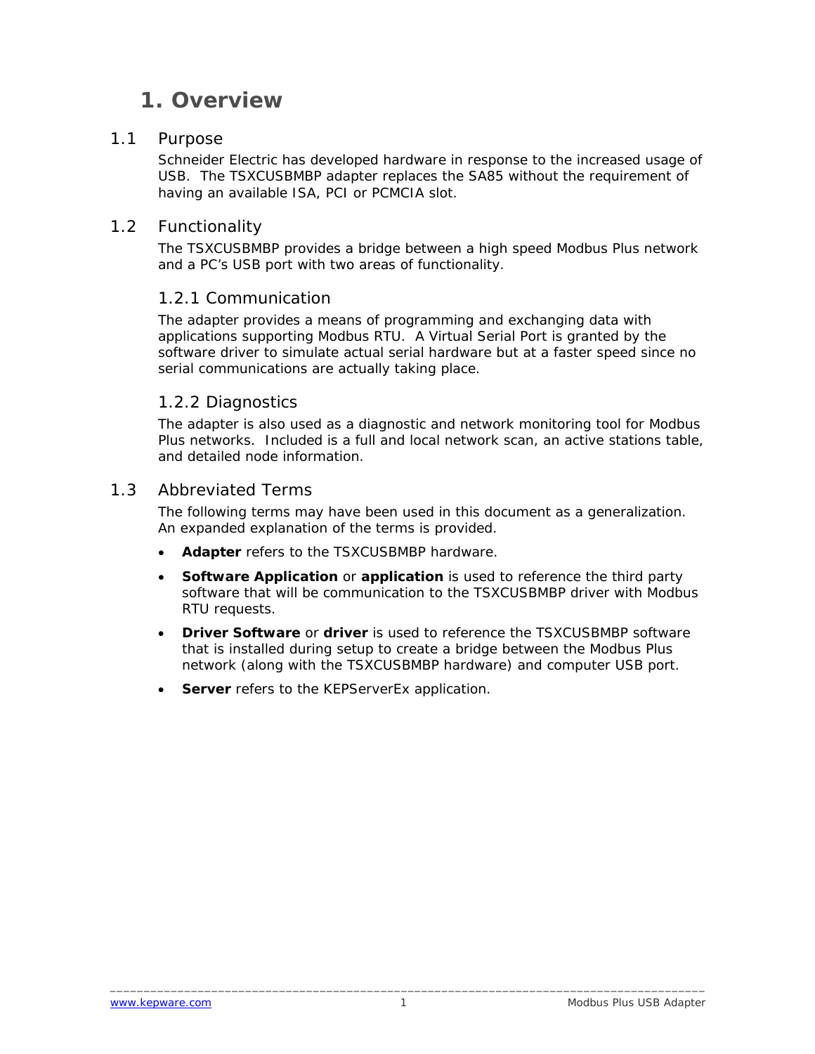# 1. Overview

## 1.1 Purpose

Schneider Electric has developed hardware in response to the increased usage of USB. The TSXCUSBMBP adapter replaces the SA85 without the requirement of having an available ISA, PCI or PCMCIA slot.

## 1.2 Functionality

The TSXCUSBMBP provides a bridge between a high speed Modbus Plus network and a PC's USB port with two areas of functionality.

### 1.2.1 Communication

The adapter provides a means of programming and exchanging data with applications supporting Modbus RTU. A Virtual Serial Port is granted by the software driver to simulate actual serial hardware but at a faster speed since no serial communications are actually taking place.

### 1.2.2 Diagnostics

The adapter is also used as a diagnostic and network monitoring tool for Modbus Plus networks. Included is a full and local network scan, an active stations table, and detailed node information.

## 1.3 Abbreviated Terms

The following terms may have been used in this document as a generalization. An expanded explanation of the terms is provided.

- **Adapter** refers to the TSXCUSBMBP hardware.
- **Software Application** or **application** is used to reference the third party software that will be communication to the TSXCUSBMBP driver with Modbus RTU requests.
- **Driver Software** or **driver** is used to reference the TSXCUSBMBP software that is installed during setup to create a bridge between the Modbus Plus network (along with the TSXCUSBMBP hardware) and computer USB port.
- **Server** refers to the KEPServerEx application.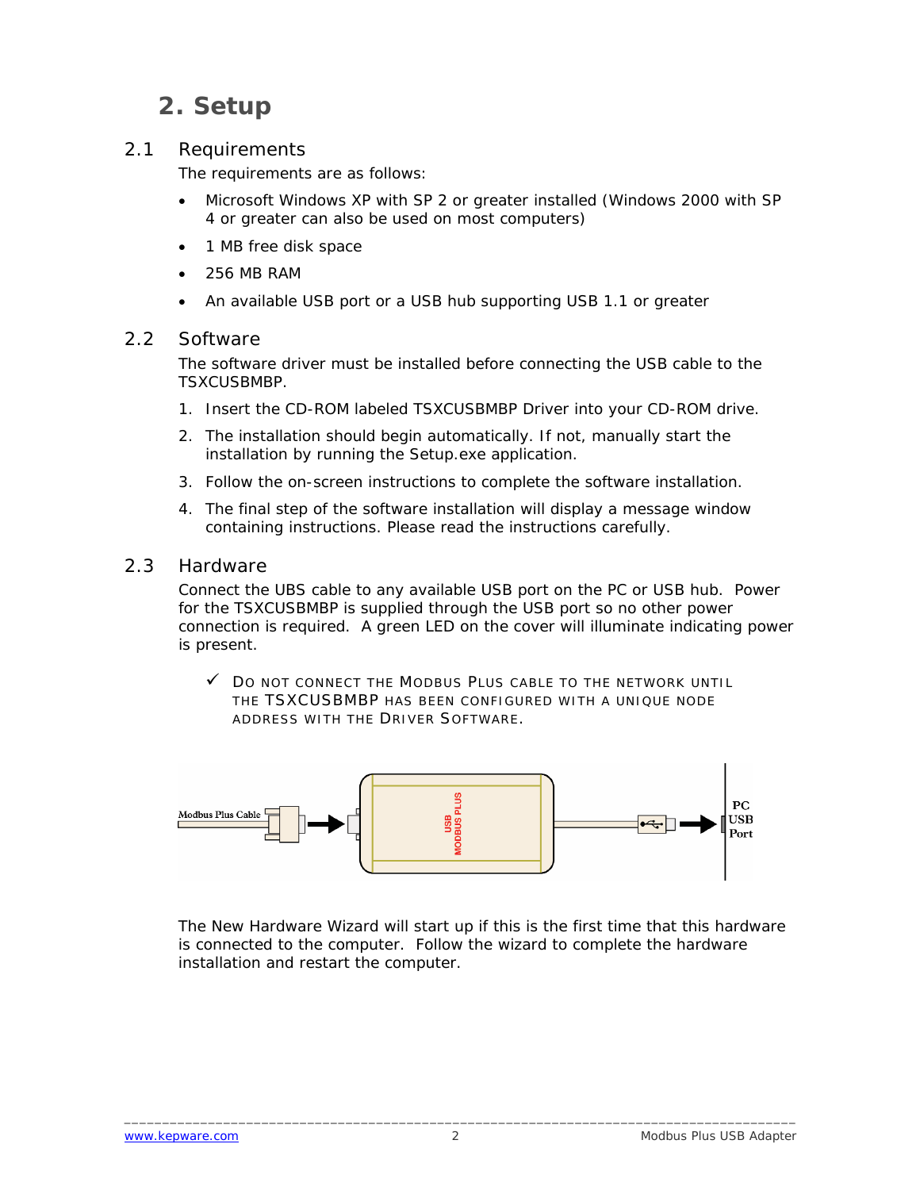# 2. Setup

## 2.1 Requirements

The requirements are as follows:

- Microsoft Windows XP with SP 2 or greater installed (Windows 2000 with SP 4 or greater can also be used on most computers)
- 1 MB free disk space
- 256 MB RAM
- An available USB port or a USB hub supporting USB 1.1 or greater

## 2.2 Software

The software driver must be installed before connecting the USB cable to the TSXCUSBMBP.

1. Insert the CD-ROM labeled TSXCUSBMBP Driver into your CD-ROM drive.
2. The installation should begin automatically. If not, manually start the installation by running the Setup.exe application.
3. Follow the on-screen instructions to complete the software installation.
4. The final step of the software installation will display a message window containing instructions. Please read the instructions carefully.

## 2.3 Hardware

Connect the UBS cable to any available USB port on the PC or USB hub. Power for the TSXCUSBMBP is supplied through the USB port so no other power connection is required. A green LED on the cover will illuminate indicating power is present.

✓ DO NOT CONNECT THE MODBUS PLUS CABLE TO THE NETWORK UNTIL THE TSXCUSBMBP HAS BEEN CONFIGURED WITH A UNIQUE NODE ADDRESS WITH THE DRIVER SOFTWARE.

Modbus Plus Cable → USB MODBUS PLUS → PC USB Port

The New Hardware Wizard will start up if this is the first time that this hardware is connected to the computer. Follow the wizard to complete the hardware installation and restart the computer.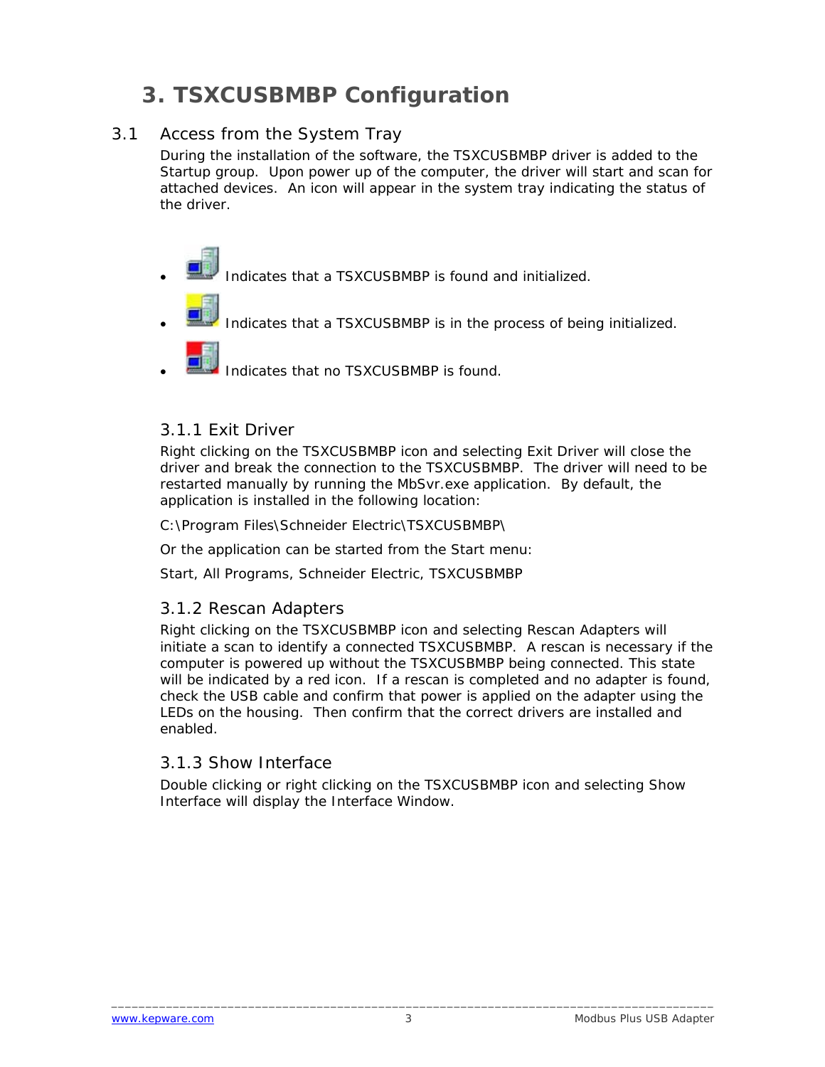# 3. TSXCUSBMBP Configuration

## 3.1 Access from the System Tray

During the installation of the software, the TSXCUSBMBP driver is added to the Startup group. Upon power up of the computer, the driver will start and scan for attached devices. An icon will appear in the system tray indicating the status of the driver.

- Indicates that a TSXCUSBMBP is found and initialized.
- Indicates that a TSXCUSBMBP is in the process of being initialized.
- Indicates that no TSXCUSBMBP is found.

### 3.1.1 Exit Driver

Right clicking on the TSXCUSBMBP icon and selecting Exit Driver will close the driver and break the connection to the TSXCUSBMBP. The driver will need to be restarted manually by running the MbSvr.exe application. By default, the application is installed in the following location:

C:\Program Files\Schneider Electric\TSXCUSBMBP\

Or the application can be started from the Start menu:

Start, All Programs, Schneider Electric, TSXCUSBMBP

### 3.1.2 Rescan Adapters

Right clicking on the TSXCUSBMBP icon and selecting Rescan Adapters will initiate a scan to identify a connected TSXCUSBMBP. A rescan is necessary if the computer is powered up without the TSXCUSBMBP being connected. This state will be indicated by a red icon. If a rescan is completed and no adapter is found, check the USB cable and confirm that power is applied on the adapter using the LEDs on the housing. Then confirm that the correct drivers are installed and enabled.

### 3.1.3 Show Interface

Double clicking or right clicking on the TSXCUSBMBP icon and selecting Show Interface will display the Interface Window.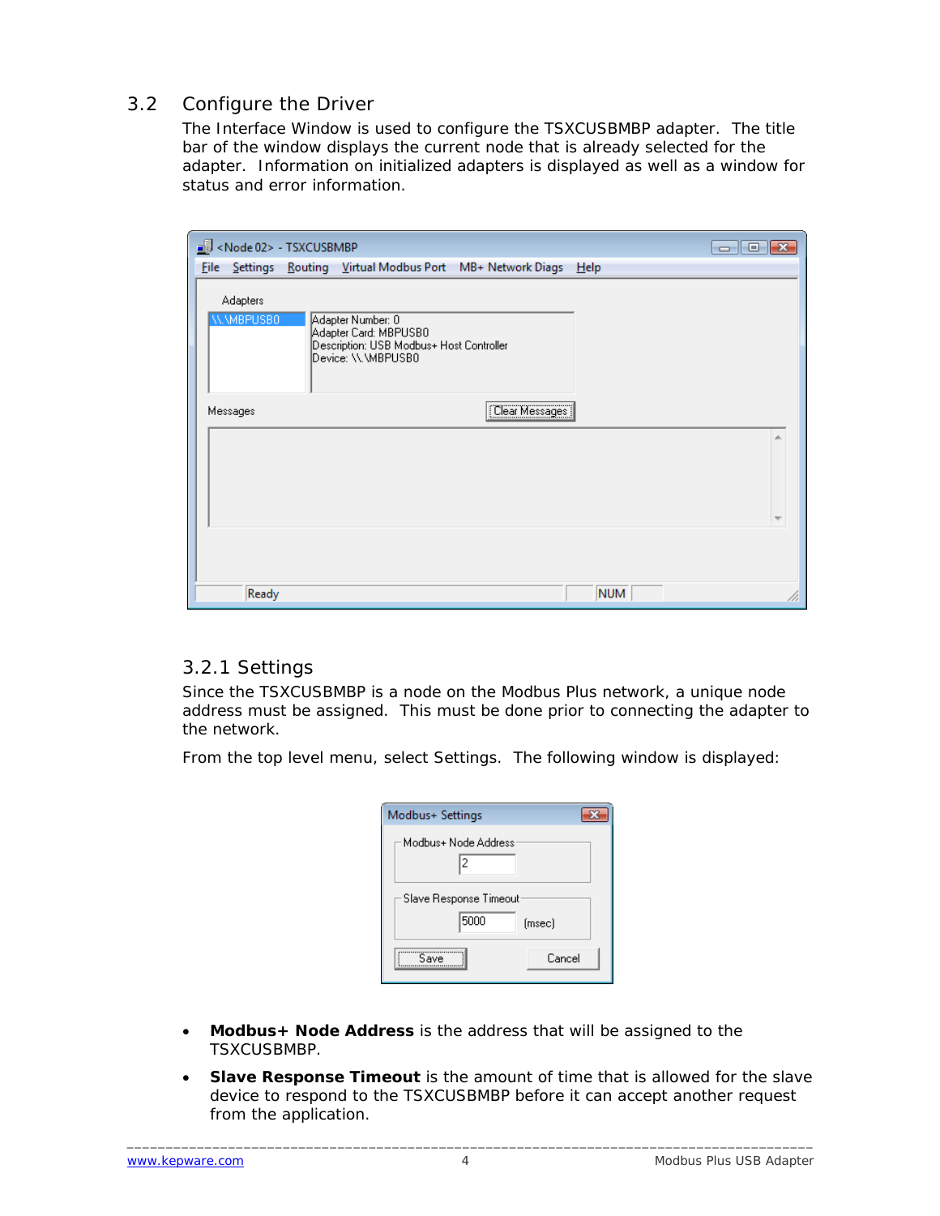## 3.2 Configure the Driver

The Interface Window is used to configure the TSXCUSBMBP adapter. The title bar of the window displays the current node that is already selected for the adapter. Information on initialized adapters is displayed as well as a window for status and error information.

### 3.2.1 Settings

Since the TSXCUSBMBP is a node on the Modbus Plus network, a unique node address must be assigned. This must be done prior to connecting the adapter to the network.

From the top level menu, select Settings. The following window is displayed:

- **Modbus+ Node Address** is the address that will be assigned to the TSXCUSBMBP.
- **Slave Response Timeout** is the amount of time that is allowed for the slave device to respond to the TSXCUSBMBP before it can accept another request from the application.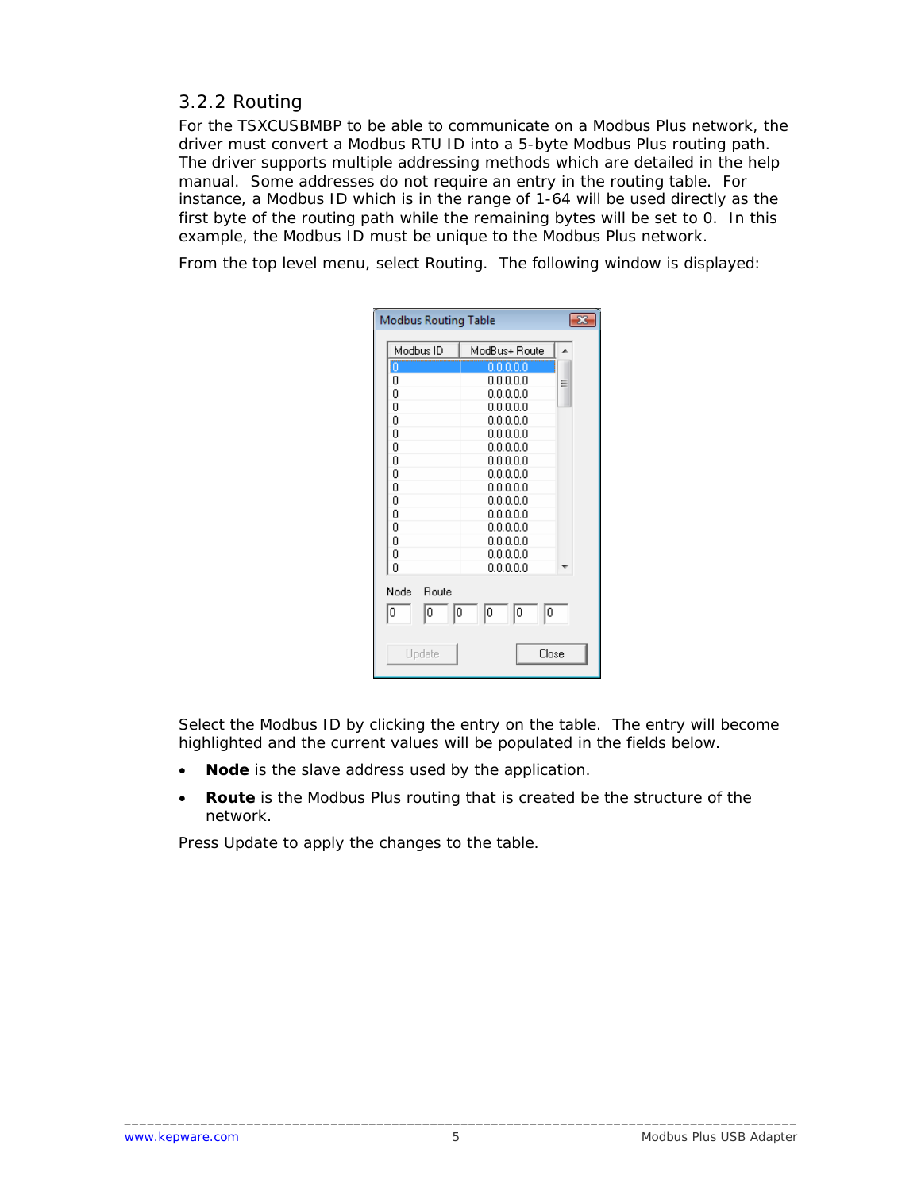## 3.2.2 Routing

For the TSXCUSBMBP to be able to communicate on a Modbus Plus network, the driver must convert a Modbus RTU ID into a 5-byte Modbus Plus routing path. The driver supports multiple addressing methods which are detailed in the help manual. Some addresses do not require an entry in the routing table. For instance, a Modbus ID which is in the range of 1-64 will be used directly as the first byte of the routing path while the remaining bytes will be set to 0. In this example, the Modbus ID must be unique to the Modbus Plus network.

From the top level menu, select Routing. The following window is displayed:

Select the Modbus ID by clicking the entry on the table. The entry will become highlighted and the current values will be populated in the fields below.

- **Node** is the slave address used by the application.
- **Route** is the Modbus Plus routing that is created be the structure of the network.

Press Update to apply the changes to the table.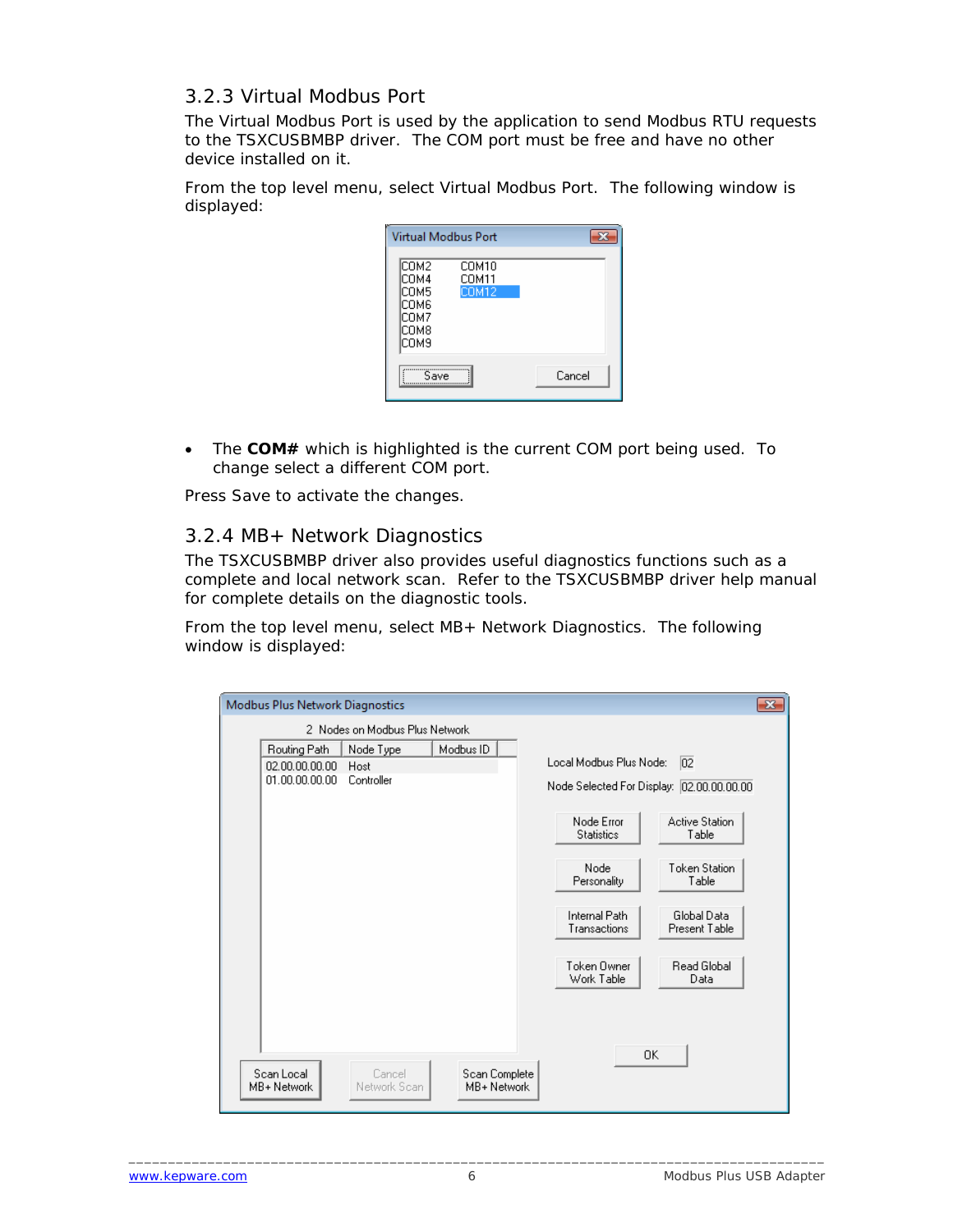### 3.2.3 Virtual Modbus Port

The Virtual Modbus Port is used by the application to send Modbus RTU requests to the TSXCUSBMBP driver. The COM port must be free and have no other device installed on it.

From the top level menu, select Virtual Modbus Port. The following window is displayed:

- The **COM#** which is highlighted is the current COM port being used. To change select a different COM port.

Press Save to activate the changes.

### 3.2.4 MB+ Network Diagnostics

The TSXCUSBMBP driver also provides useful diagnostics functions such as a complete and local network scan. Refer to the TSXCUSBMBP driver help manual for complete details on the diagnostic tools.

From the top level menu, select MB+ Network Diagnostics. The following window is displayed: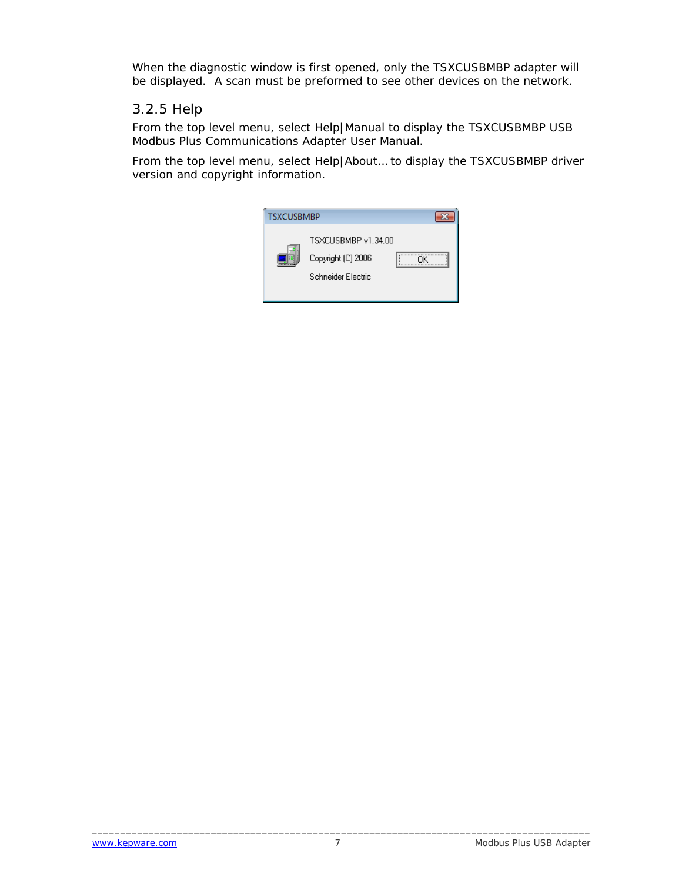When the diagnostic window is first opened, only the TSXCUSBMBP adapter will be displayed.  A scan must be preformed to see other devices on the network.

### 3.2.5 Help

From the top level menu, select Help|Manual to display the TSXCUSBMBP USB Modbus Plus Communications Adapter User Manual.

From the top level menu, select Help|About… to display the TSXCUSBMBP driver version and copyright information.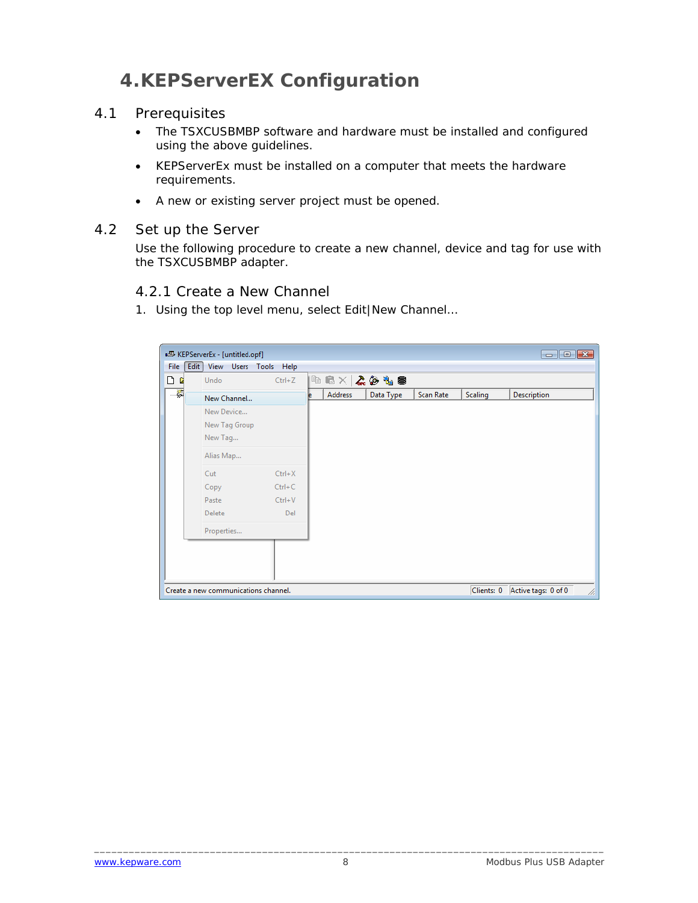# 4. KEPServerEX Configuration

## 4.1 Prerequisites

- The TSXCUSBMBP software and hardware must be installed and configured using the above guidelines.
- KEPServerEx must be installed on a computer that meets the hardware requirements.
- A new or existing server project must be opened.

## 4.2 Set up the Server

Use the following procedure to create a new channel, device and tag for use with the TSXCUSBMBP adapter.

### 4.2.1 Create a New Channel

1. Using the top level menu, select Edit|New Channel...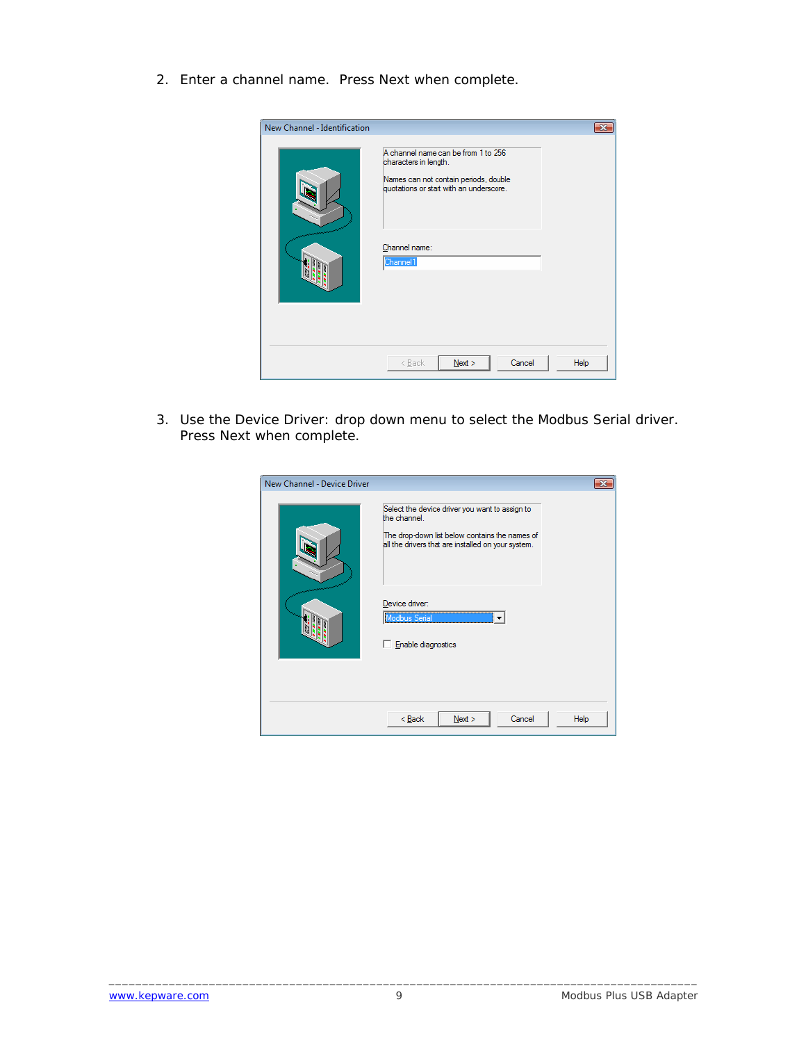2. Enter a channel name. Press Next when complete.

3. Use the Device Driver: drop down menu to select the Modbus Serial driver. Press Next when complete.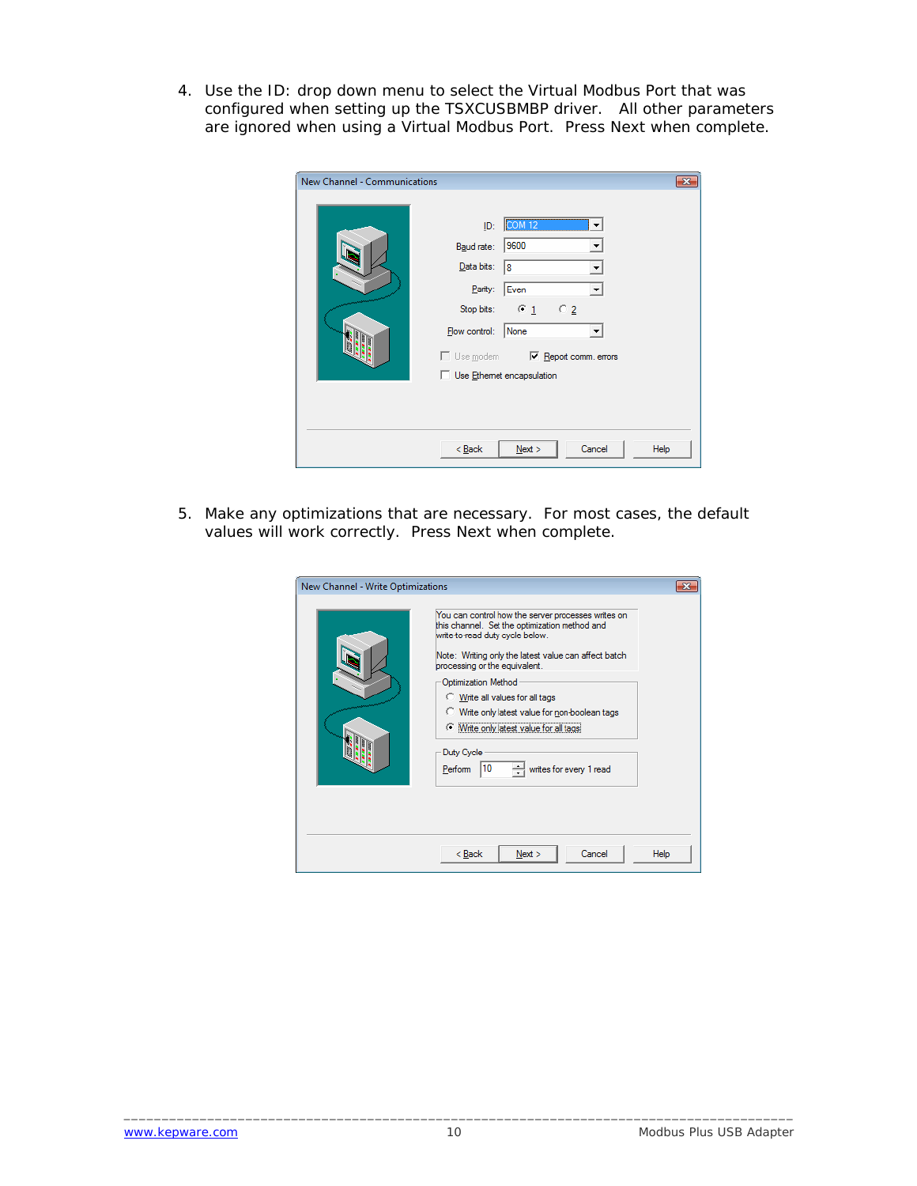4. Use the ID: drop down menu to select the Virtual Modbus Port that was configured when setting up the TSXCUSBMBP driver. All other parameters are ignored when using a Virtual Modbus Port. Press Next when complete.

5. Make any optimizations that are necessary. For most cases, the default values will work correctly. Press Next when complete.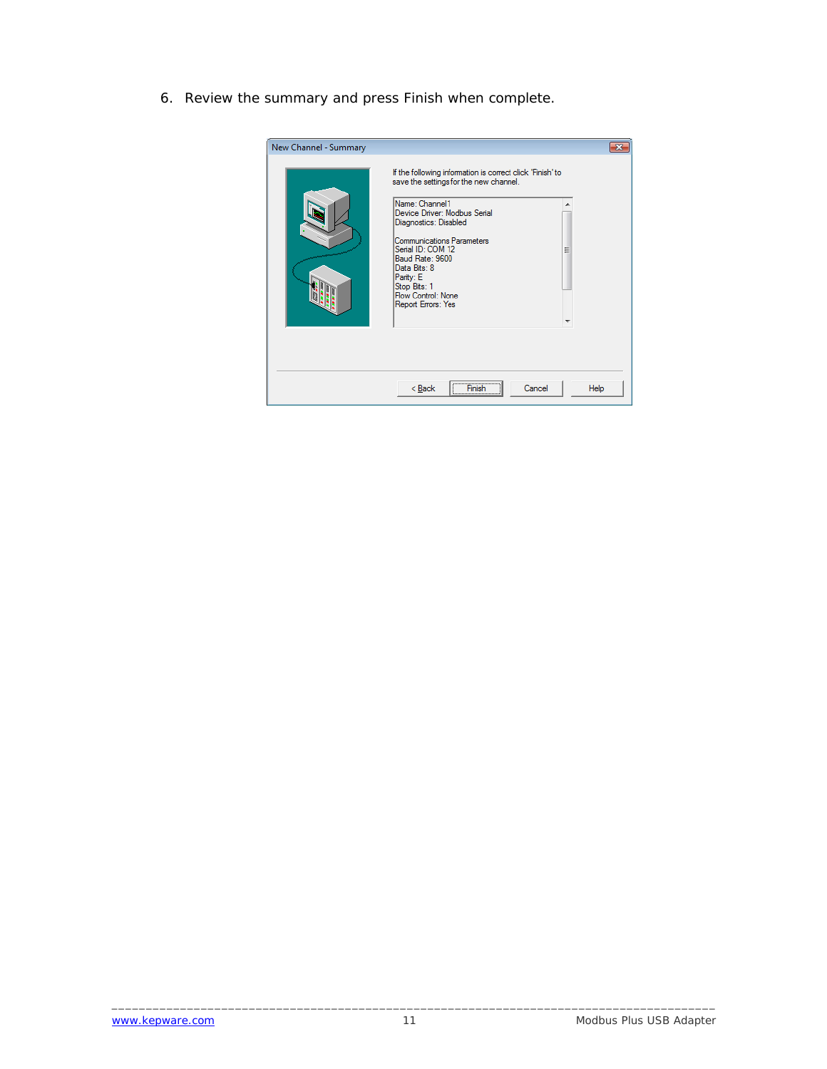6. Review the summary and press Finish when complete.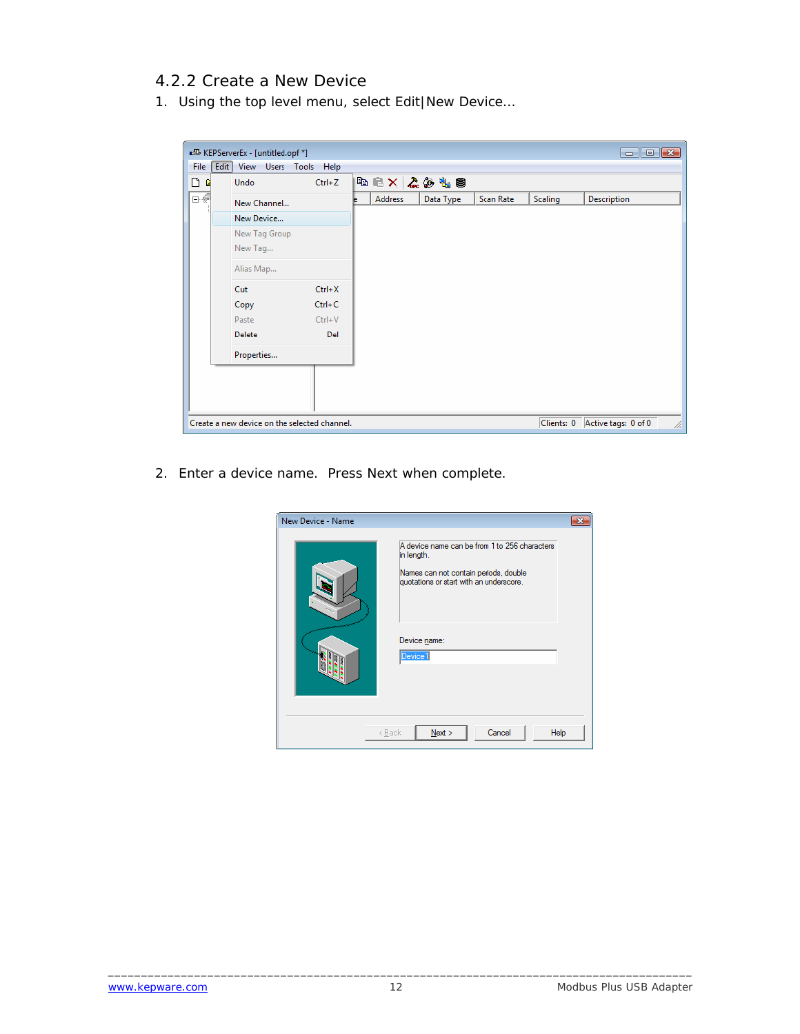### 4.2.2 Create a New Device

1. Using the top level menu, select Edit|New Device...

2. Enter a device name. Press Next when complete.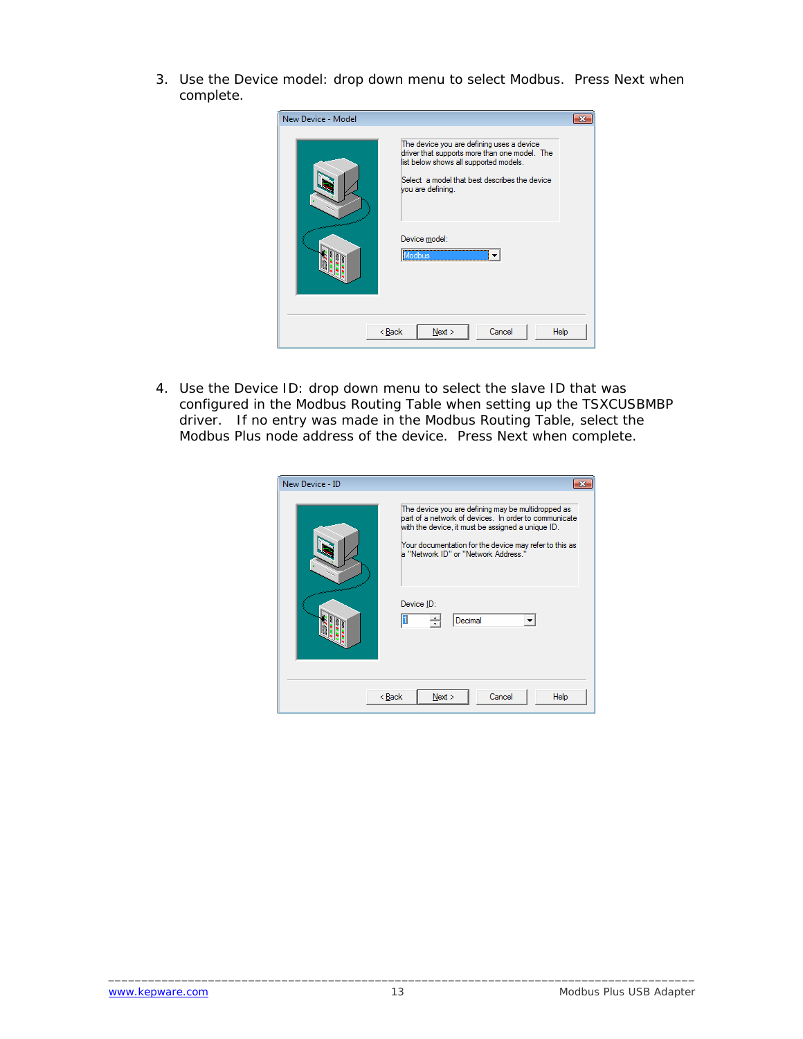3. Use the Device model: drop down menu to select Modbus. Press Next when complete.

4. Use the Device ID: drop down menu to select the slave ID that was configured in the Modbus Routing Table when setting up the TSXCUSBMBP driver. If no entry was made in the Modbus Routing Table, select the Modbus Plus node address of the device. Press Next when complete.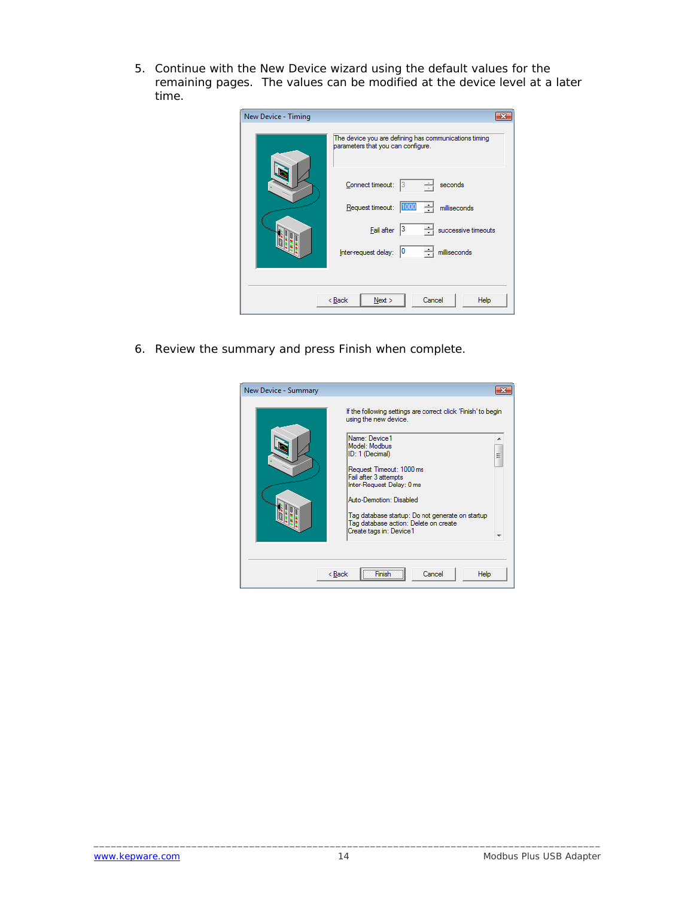5. Continue with the New Device wizard using the default values for the remaining pages. The values can be modified at the device level at a later time.

6. Review the summary and press Finish when complete.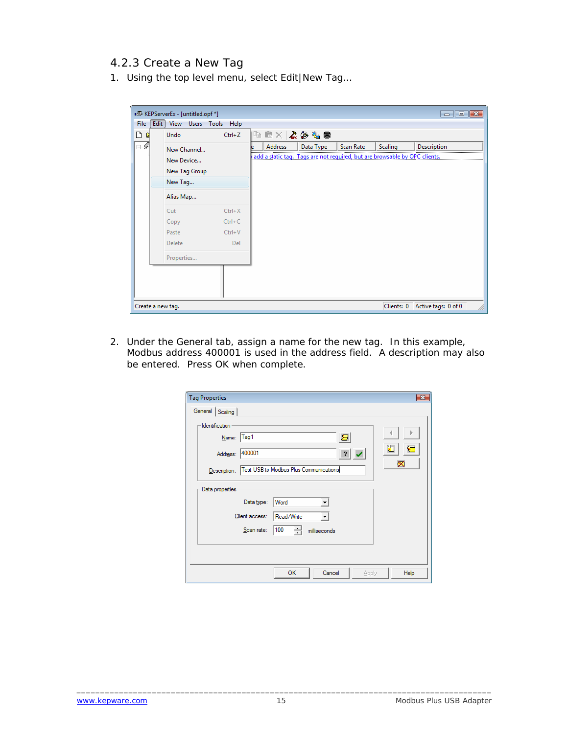### 4.2.3 Create a New Tag

1. Using the top level menu, select Edit|New Tag...

2. Under the General tab, assign a name for the new tag. In this example, Modbus address 400001 is used in the address field. A description may also be entered. Press OK when complete.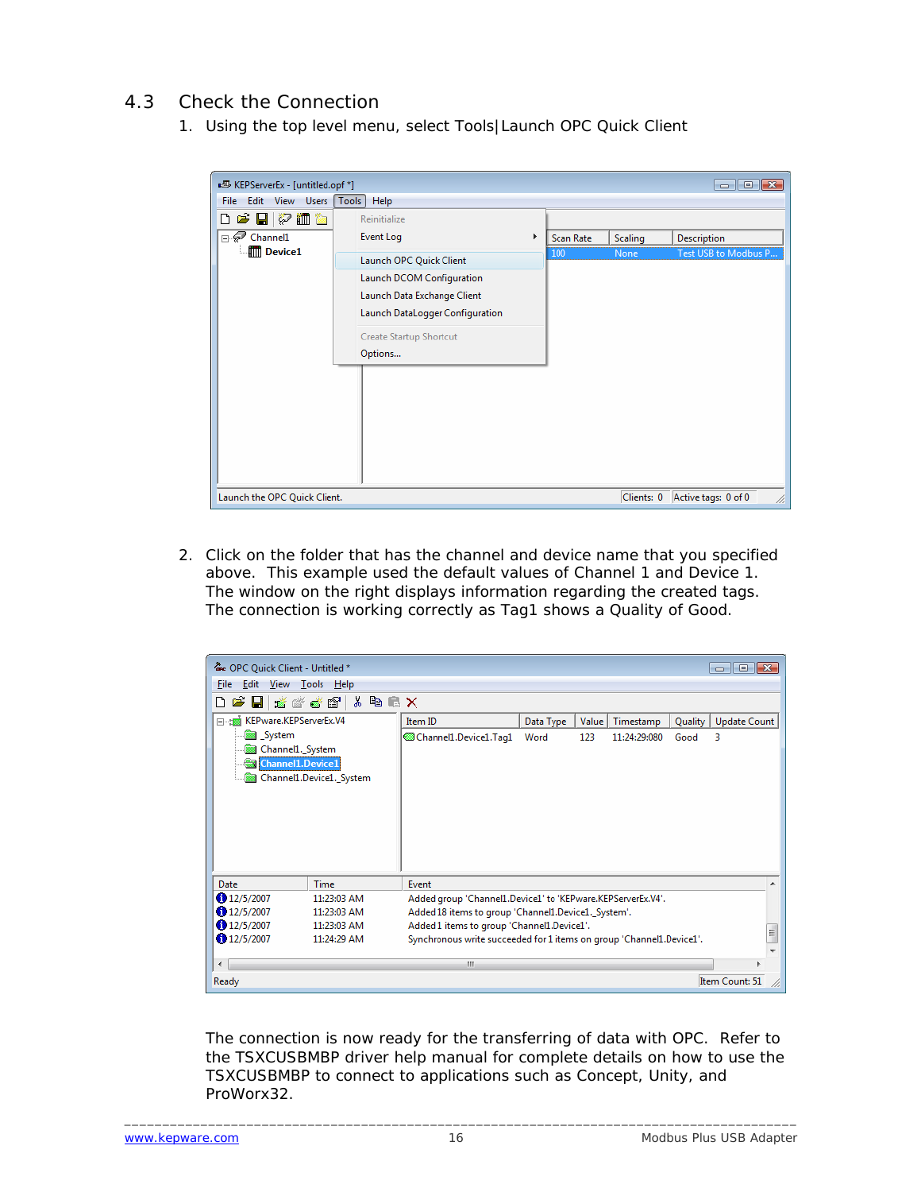## 4.3 Check the Connection

1. Using the top level menu, select Tools|Launch OPC Quick Client

2. Click on the folder that has the channel and device name that you specified above. This example used the default values of Channel 1 and Device 1. The window on the right displays information regarding the created tags. The connection is working correctly as Tag1 shows a Quality of Good.

The connection is now ready for the transferring of data with OPC. Refer to the TSXCUSBMBP driver help manual for complete details on how to use the TSXCUSBMBP to connect to applications such as Concept, Unity, and ProWorx32.